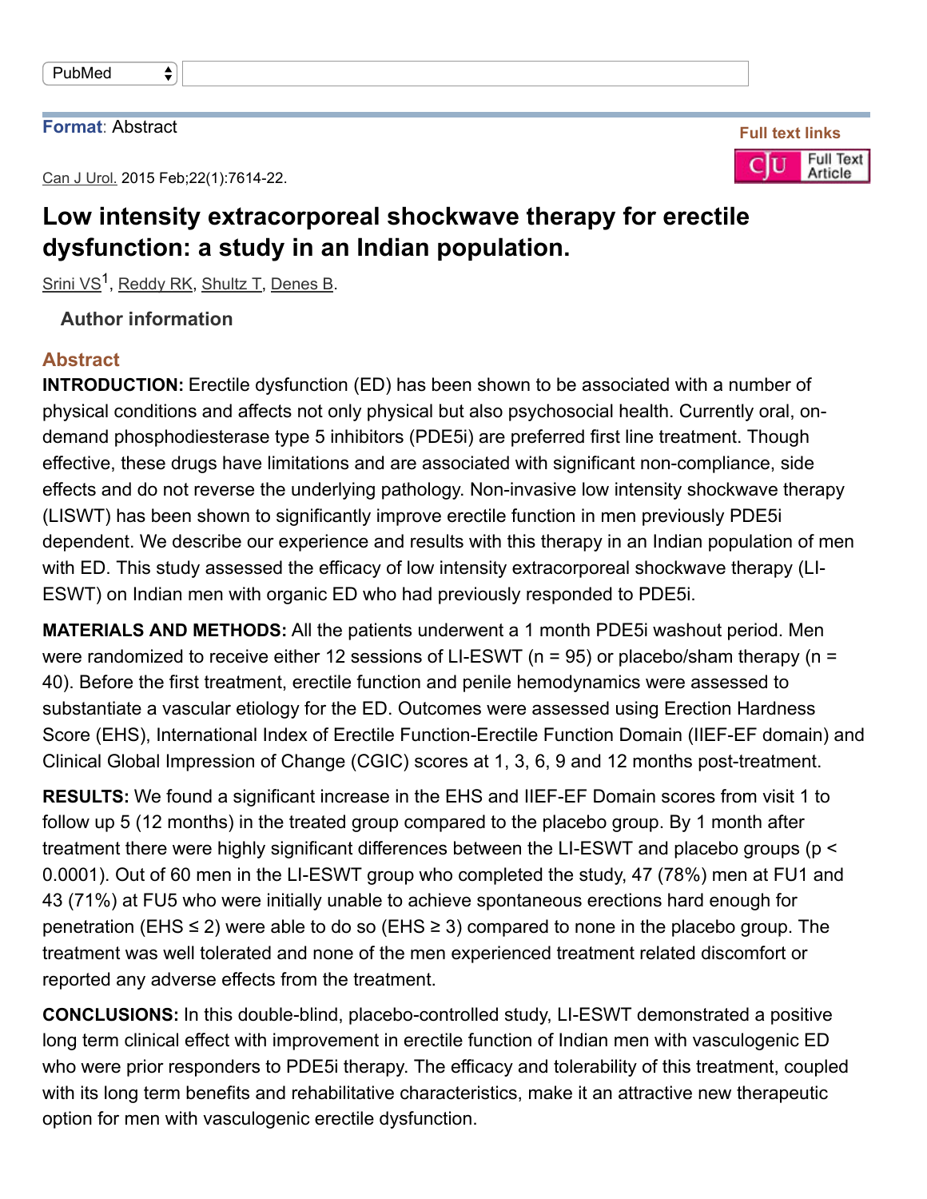PubMed

**Format**: Abstract

Full text links

Can J Urol. 2015 Feb;22(1):7614-22.

# Low intensity extracorporeal shockwave therapy for erectile dysfunction: a study in an Indian population.

Srini VS[1], Reddy RK, Shultz T, Denes B.

Author information

## Abstract

**INTRODUCTION:** Erectile dysfunction (ED) has been shown to be associated with a number of physical conditions and affects not only physical but also psychosocial health. Currently oral, on-demand phosphodiesterase type 5 inhibitors (PDE5i) are preferred first line treatment. Though effective, these drugs have limitations and are associated with significant non-compliance, side effects and do not reverse the underlying pathology. Non-invasive low intensity shockwave therapy (LISWT) has been shown to significantly improve erectile function in men previously PDE5i dependent. We describe our experience and results with this therapy in an Indian population of men with ED. This study assessed the efficacy of low intensity extracorporeal shockwave therapy (LI-ESWT) on Indian men with organic ED who had previously responded to PDE5i.

**MATERIALS AND METHODS:** All the patients underwent a 1 month PDE5i washout period. Men were randomized to receive either 12 sessions of LI-ESWT (n = 95) or placebo/sham therapy (n = 40). Before the first treatment, erectile function and penile hemodynamics were assessed to substantiate a vascular etiology for the ED. Outcomes were assessed using Erection Hardness Score (EHS), International Index of Erectile Function-Erectile Function Domain (IIEF-EF domain) and Clinical Global Impression of Change (CGIC) scores at 1, 3, 6, 9 and 12 months post-treatment.

**RESULTS:** We found a significant increase in the EHS and IIEF-EF Domain scores from visit 1 to follow up 5 (12 months) in the treated group compared to the placebo group. By 1 month after treatment there were highly significant differences between the LI-ESWT and placebo groups ($p < 0.0001$). Out of 60 men in the LI-ESWT group who completed the study, 47 (78%) men at FU1 and 43 (71%) at FU5 who were initially unable to achieve spontaneous erections hard enough for penetration (EHS ≤ 2) were able to do so (EHS ≥ 3) compared to none in the placebo group. The treatment was well tolerated and none of the men experienced treatment related discomfort or reported any adverse effects from the treatment.

**CONCLUSIONS:** In this double-blind, placebo-controlled study, LI-ESWT demonstrated a positive long term clinical effect with improvement in erectile function of Indian men with vasculogenic ED who were prior responders to PDE5i therapy. The efficacy and tolerability of this treatment, coupled with its long term benefits and rehabilitative characteristics, make it an attractive new therapeutic option for men with vasculogenic erectile dysfunction.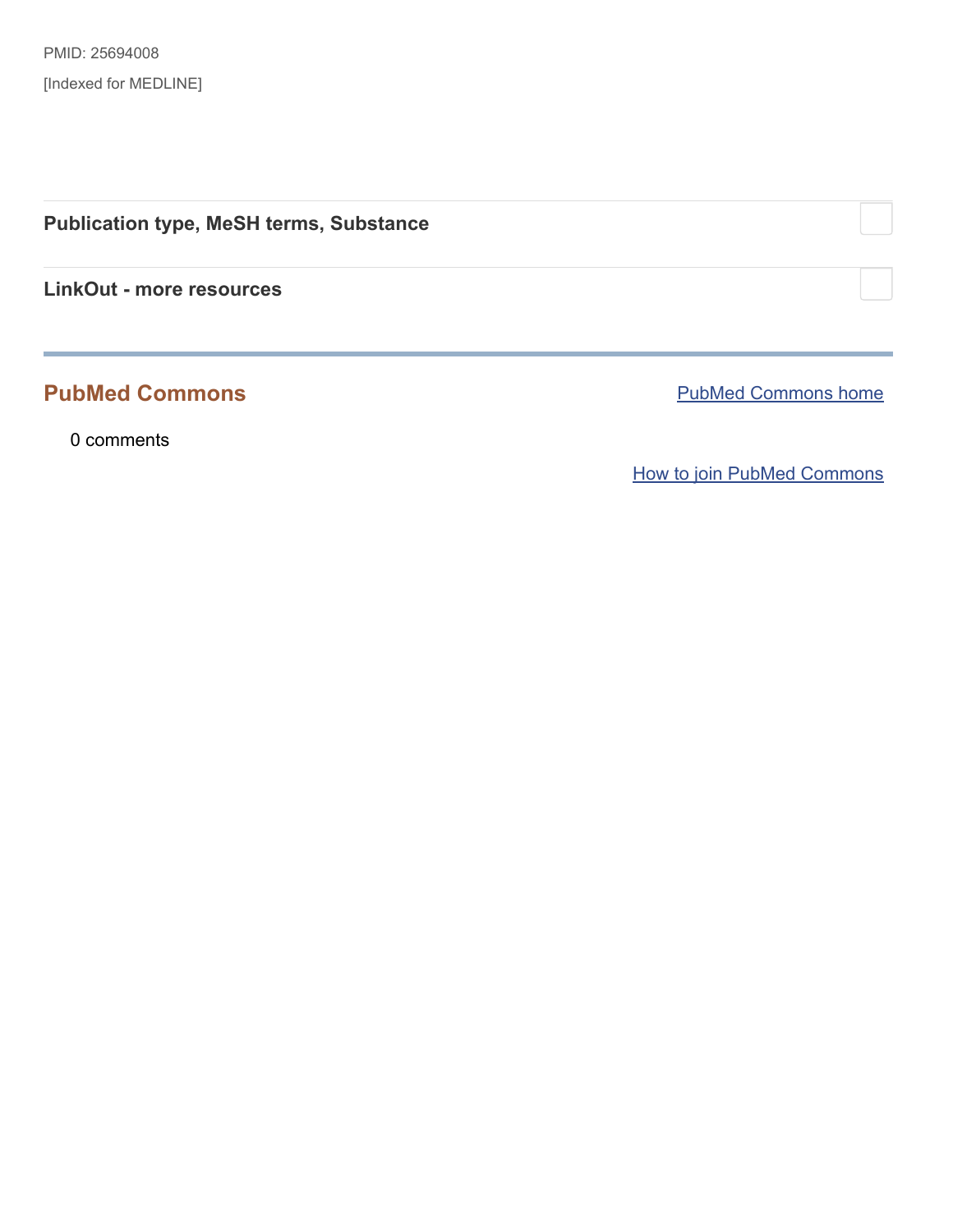PMID: 25694008

[Indexed for MEDLINE]

## Publication type, MeSH terms, Substance

## LinkOut - more resources

## PubMed Commons

PubMed Commons home

0 comments

How to join PubMed Commons